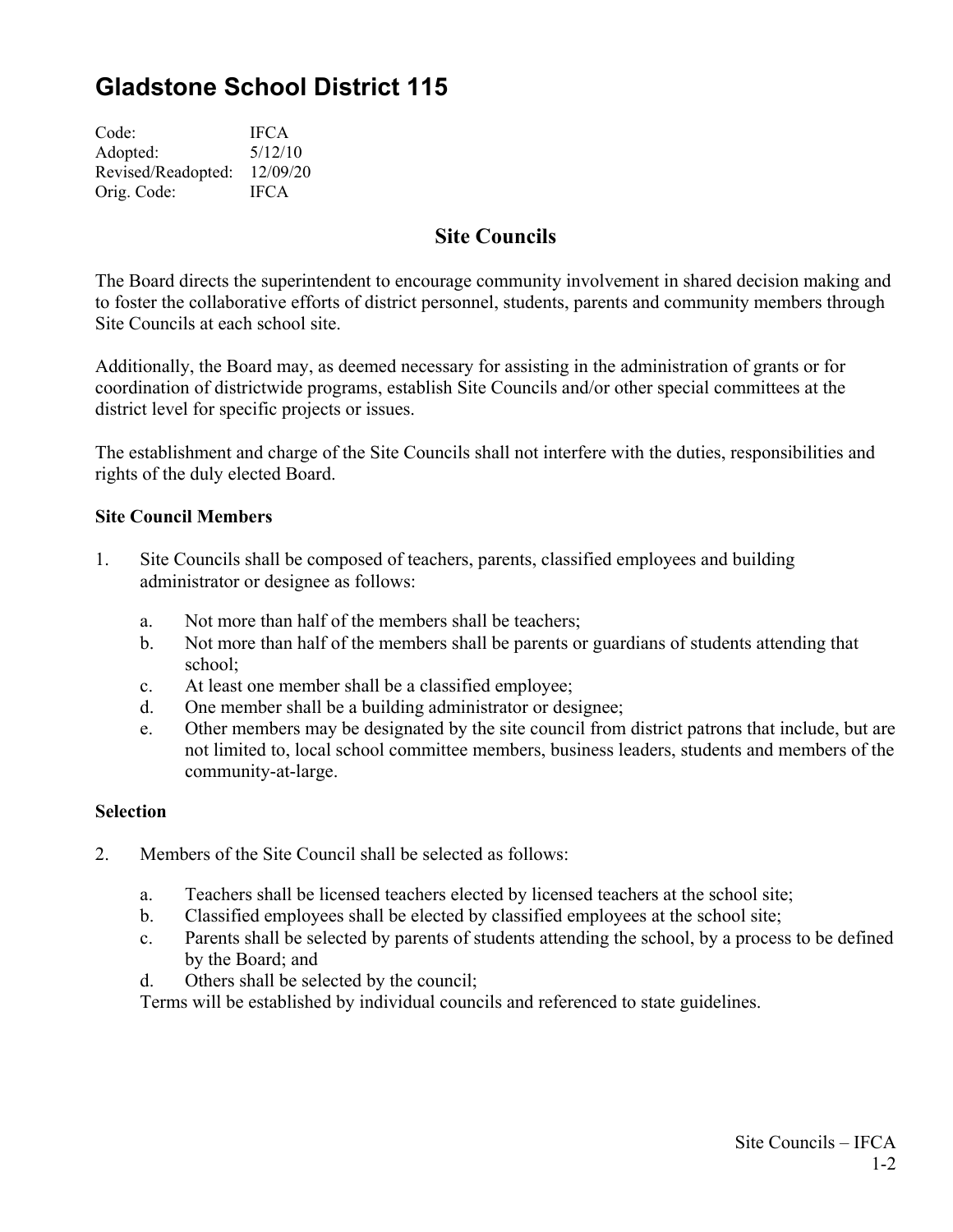# Gladstone School District 115

Code: IFCA
Adopted: 5/12/10
Revised/Readopted: 12/09/20
Orig. Code: IFCA

## Site Councils

The Board directs the superintendent to encourage community involvement in shared decision making and to foster the collaborative efforts of district personnel, students, parents and community members through Site Councils at each school site.

Additionally, the Board may, as deemed necessary for assisting in the administration of grants or for coordination of districtwide programs, establish Site Councils and/or other special committees at the district level for specific projects or issues.

The establishment and charge of the Site Councils shall not interfere with the duties, responsibilities and rights of the duly elected Board.

**Site Council Members**

1. Site Councils shall be composed of teachers, parents, classified employees and building administrator or designee as follows:

   a. Not more than half of the members shall be teachers;
   b. Not more than half of the members shall be parents or guardians of students attending that school;
   c. At least one member shall be a classified employee;
   d. One member shall be a building administrator or designee;
   e. Other members may be designated by the site council from district patrons that include, but are not limited to, local school committee members, business leaders, students and members of the community-at-large.

**Selection**

2. Members of the Site Council shall be selected as follows:

   a. Teachers shall be licensed teachers elected by licensed teachers at the school site;
   b. Classified employees shall be elected by classified employees at the school site;
   c. Parents shall be selected by parents of students attending the school, by a process to be defined by the Board; and
   d. Others shall be selected by the council;

   Terms will be established by individual councils and referenced to state guidelines.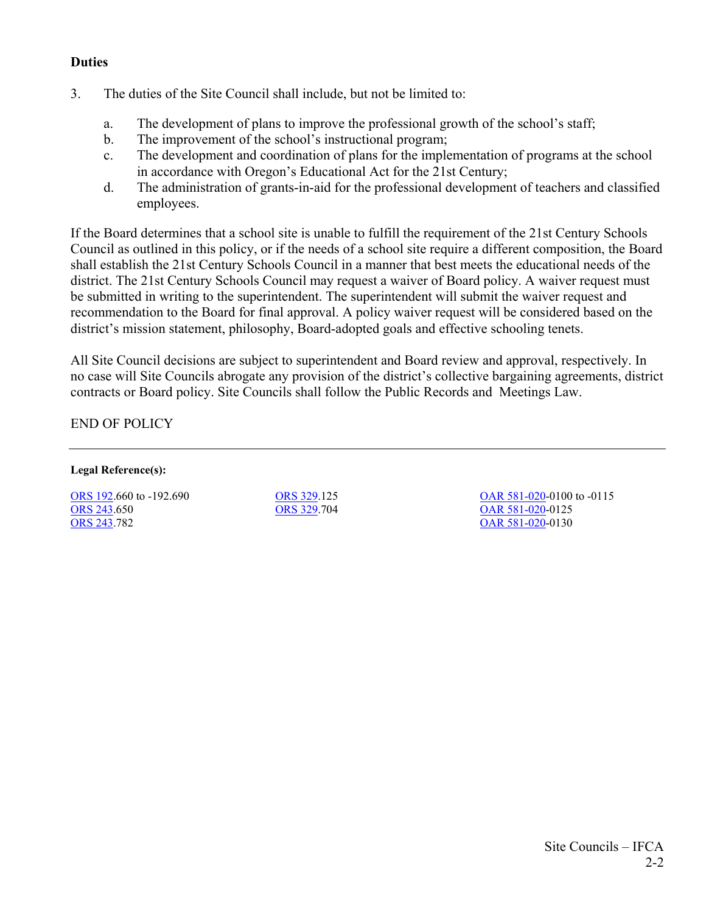**Duties**

3. The duties of the Site Council shall include, but not be limited to:

   a. The development of plans to improve the professional growth of the school's staff;
   b. The improvement of the school's instructional program;
   c. The development and coordination of plans for the implementation of programs at the school in accordance with Oregon's Educational Act for the 21st Century;
   d. The administration of grants-in-aid for the professional development of teachers and classified employees.

If the Board determines that a school site is unable to fulfill the requirement of the 21st Century Schools Council as outlined in this policy, or if the needs of a school site require a different composition, the Board shall establish the 21st Century Schools Council in a manner that best meets the educational needs of the district. The 21st Century Schools Council may request a waiver of Board policy. A waiver request must be submitted in writing to the superintendent. The superintendent will submit the waiver request and recommendation to the Board for final approval. A policy waiver request will be considered based on the district's mission statement, philosophy, Board-adopted goals and effective schooling tenets.

All Site Council decisions are subject to superintendent and Board review and approval, respectively. In no case will Site Councils abrogate any provision of the district's collective bargaining agreements, district contracts or Board policy. Site Councils shall follow the Public Records and Meetings Law.

END OF POLICY

---

**Legal Reference(s):**

ORS 192.660 to -192.690
ORS 243.650
ORS 243.782

ORS 329.125
ORS 329.704

OAR 581-020-0100 to -0115
OAR 581-020-0125
OAR 581-020-0130